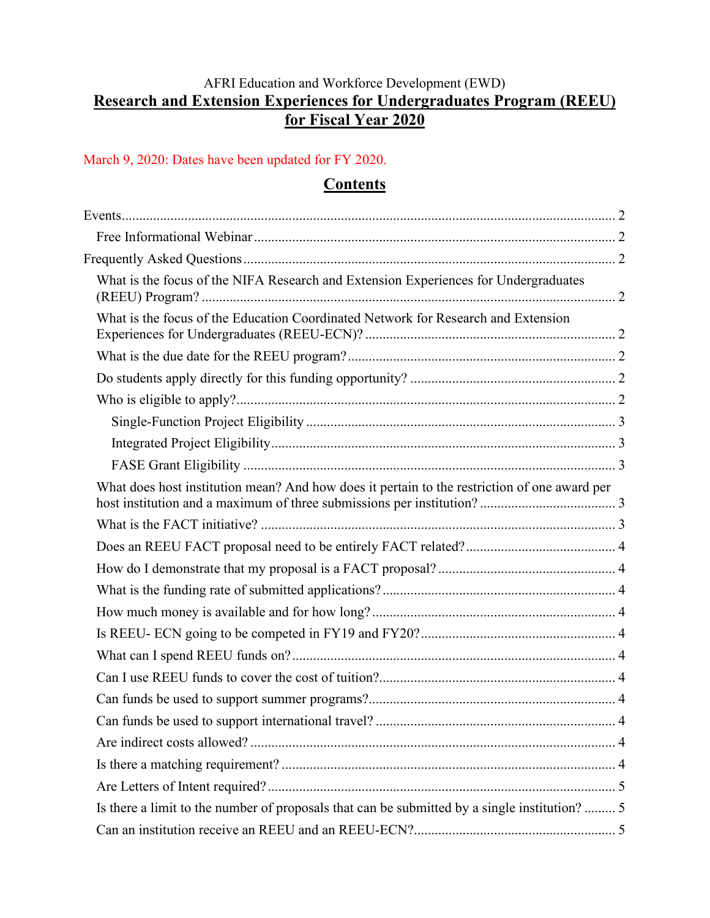AFRI Education and Workforce Development (EWD)

# Research and Extension Experiences for Undergraduates Program (REEU) for Fiscal Year 2020

March 9, 2020: Dates have been updated for FY 2020.

## Contents

- Events ........ 2
  - Free Informational Webinar ........ 2
- Frequently Asked Questions ........ 2
  - What is the focus of the NIFA Research and Extension Experiences for Undergraduates (REEU) Program? ........ 2
  - What is the focus of the Education Coordinated Network for Research and Extension Experiences for Undergraduates (REEU-ECN)? ........ 2
  - What is the due date for the REEU program? ........ 2
  - Do students apply directly for this funding opportunity? ........ 2
  - Who is eligible to apply? ........ 2
    - Single-Function Project Eligibility ........ 3
    - Integrated Project Eligibility ........ 3
    - FASE Grant Eligibility ........ 3
  - What does host institution mean? And how does it pertain to the restriction of one award per host institution and a maximum of three submissions per institution? ........ 3
  - What is the FACT initiative? ........ 3
  - Does an REEU FACT proposal need to be entirely FACT related? ........ 4
  - How do I demonstrate that my proposal is a FACT proposal? ........ 4
  - What is the funding rate of submitted applications? ........ 4
  - How much money is available and for how long? ........ 4
  - Is REEU- ECN going to be competed in FY19 and FY20? ........ 4
  - What can I spend REEU funds on? ........ 4
  - Can I use REEU funds to cover the cost of tuition? ........ 4
  - Can funds be used to support summer programs? ........ 4
  - Can funds be used to support international travel? ........ 4
  - Are indirect costs allowed? ........ 4
  - Is there a matching requirement? ........ 4
  - Are Letters of Intent required? ........ 5
  - Is there a limit to the number of proposals that can be submitted by a single institution? ........ 5
  - Can an institution receive an REEU and an REEU-ECN? ........ 5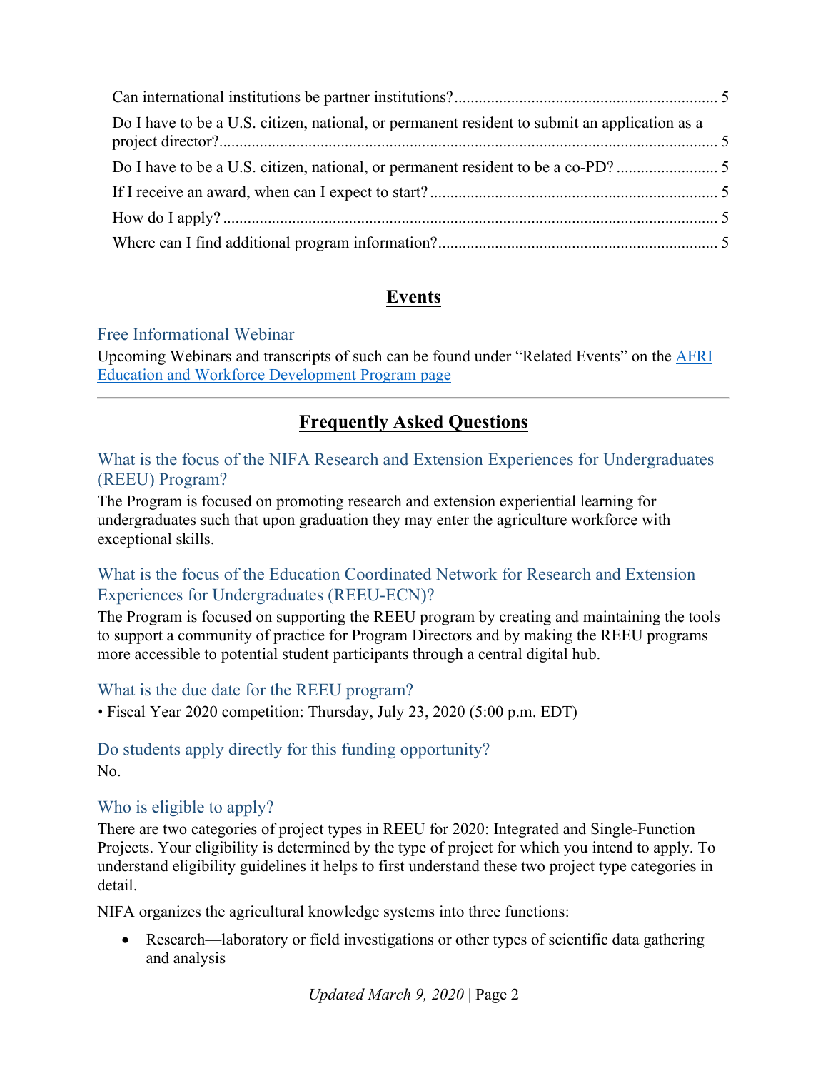Can international institutions be partner institutions? ................................................................ 5

Do I have to be a U.S. citizen, national, or permanent resident to submit an application as a project director? ................................................................ 5

Do I have to be a U.S. citizen, national, or permanent resident to be a co-PD? ......................... 5

If I receive an award, when can I expect to start? ................................................................ 5

How do I apply? ................................................................ 5

Where can I find additional program information? ................................................................ 5

## Events

### Free Informational Webinar

Upcoming Webinars and transcripts of such can be found under "Related Events" on the [AFRI Education and Workforce Development Program page]

---

## Frequently Asked Questions

### What is the focus of the NIFA Research and Extension Experiences for Undergraduates (REEU) Program?

The Program is focused on promoting research and extension experiential learning for undergraduates such that upon graduation they may enter the agriculture workforce with exceptional skills.

### What is the focus of the Education Coordinated Network for Research and Extension Experiences for Undergraduates (REEU-ECN)?

The Program is focused on supporting the REEU program by creating and maintaining the tools to support a community of practice for Program Directors and by making the REEU programs more accessible to potential student participants through a central digital hub.

### What is the due date for the REEU program?

• Fiscal Year 2020 competition: Thursday, July 23, 2020 (5:00 p.m. EDT)

### Do students apply directly for this funding opportunity?

No.

### Who is eligible to apply?

There are two categories of project types in REEU for 2020: Integrated and Single-Function Projects. Your eligibility is determined by the type of project for which you intend to apply. To understand eligibility guidelines it helps to first understand these two project type categories in detail.

NIFA organizes the agricultural knowledge systems into three functions:

- Research—laboratory or field investigations or other types of scientific data gathering and analysis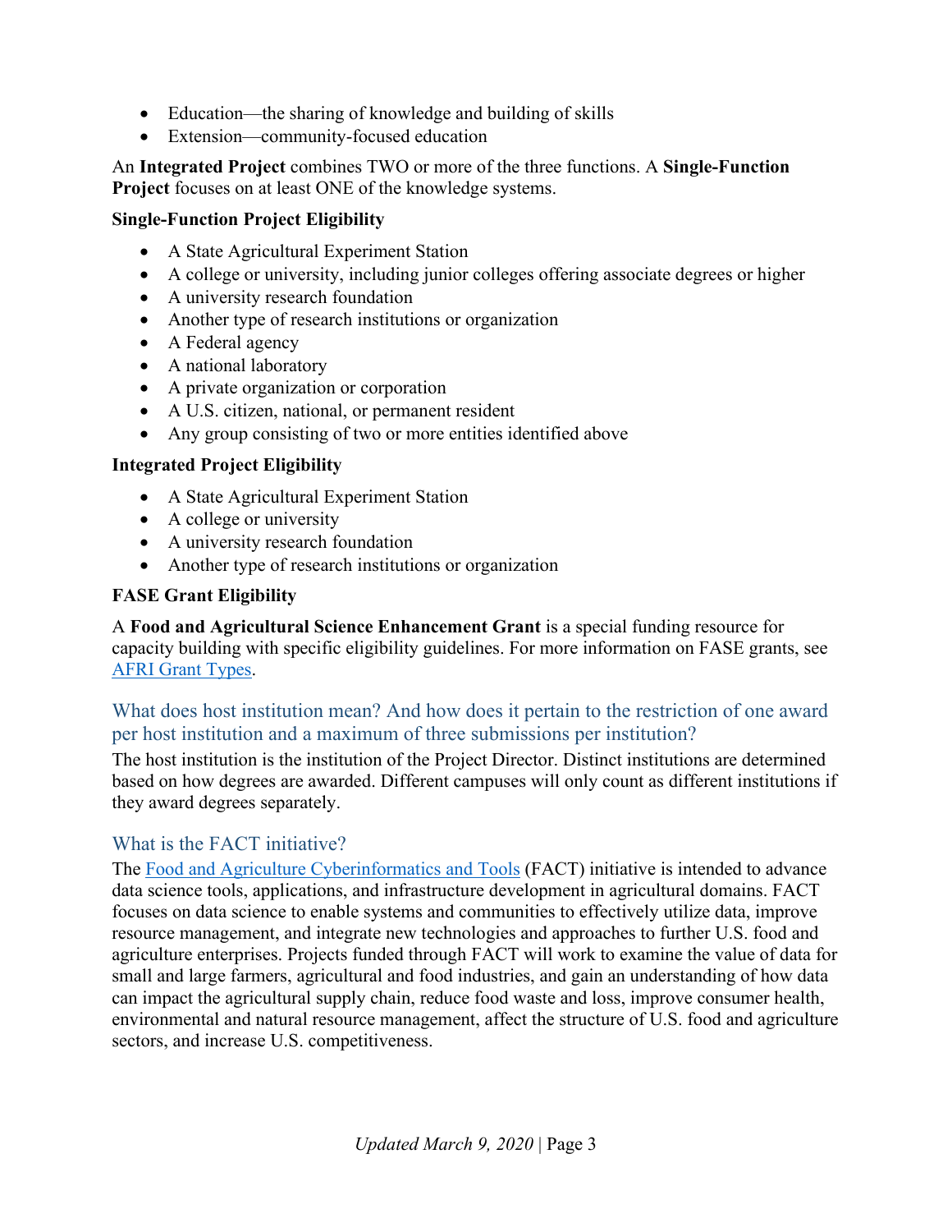- Education—the sharing of knowledge and building of skills
- Extension—community-focused education

An **Integrated Project** combines TWO or more of the three functions. A **Single-Function Project** focuses on at least ONE of the knowledge systems.

**Single-Function Project Eligibility**

- A State Agricultural Experiment Station
- A college or university, including junior colleges offering associate degrees or higher
- A university research foundation
- Another type of research institutions or organization
- A Federal agency
- A national laboratory
- A private organization or corporation
- A U.S. citizen, national, or permanent resident
- Any group consisting of two or more entities identified above

**Integrated Project Eligibility**

- A State Agricultural Experiment Station
- A college or university
- A university research foundation
- Another type of research institutions or organization

**FASE Grant Eligibility**

A **Food and Agricultural Science Enhancement Grant** is a special funding resource for capacity building with specific eligibility guidelines. For more information on FASE grants, see AFRI Grant Types.

## What does host institution mean? And how does it pertain to the restriction of one award per host institution and a maximum of three submissions per institution?

The host institution is the institution of the Project Director. Distinct institutions are determined based on how degrees are awarded. Different campuses will only count as different institutions if they award degrees separately.

## What is the FACT initiative?

The Food and Agriculture Cyberinformatics and Tools (FACT) initiative is intended to advance data science tools, applications, and infrastructure development in agricultural domains. FACT focuses on data science to enable systems and communities to effectively utilize data, improve resource management, and integrate new technologies and approaches to further U.S. food and agriculture enterprises. Projects funded through FACT will work to examine the value of data for small and large farmers, agricultural and food industries, and gain an understanding of how data can impact the agricultural supply chain, reduce food waste and loss, improve consumer health, environmental and natural resource management, affect the structure of U.S. food and agriculture sectors, and increase U.S. competitiveness.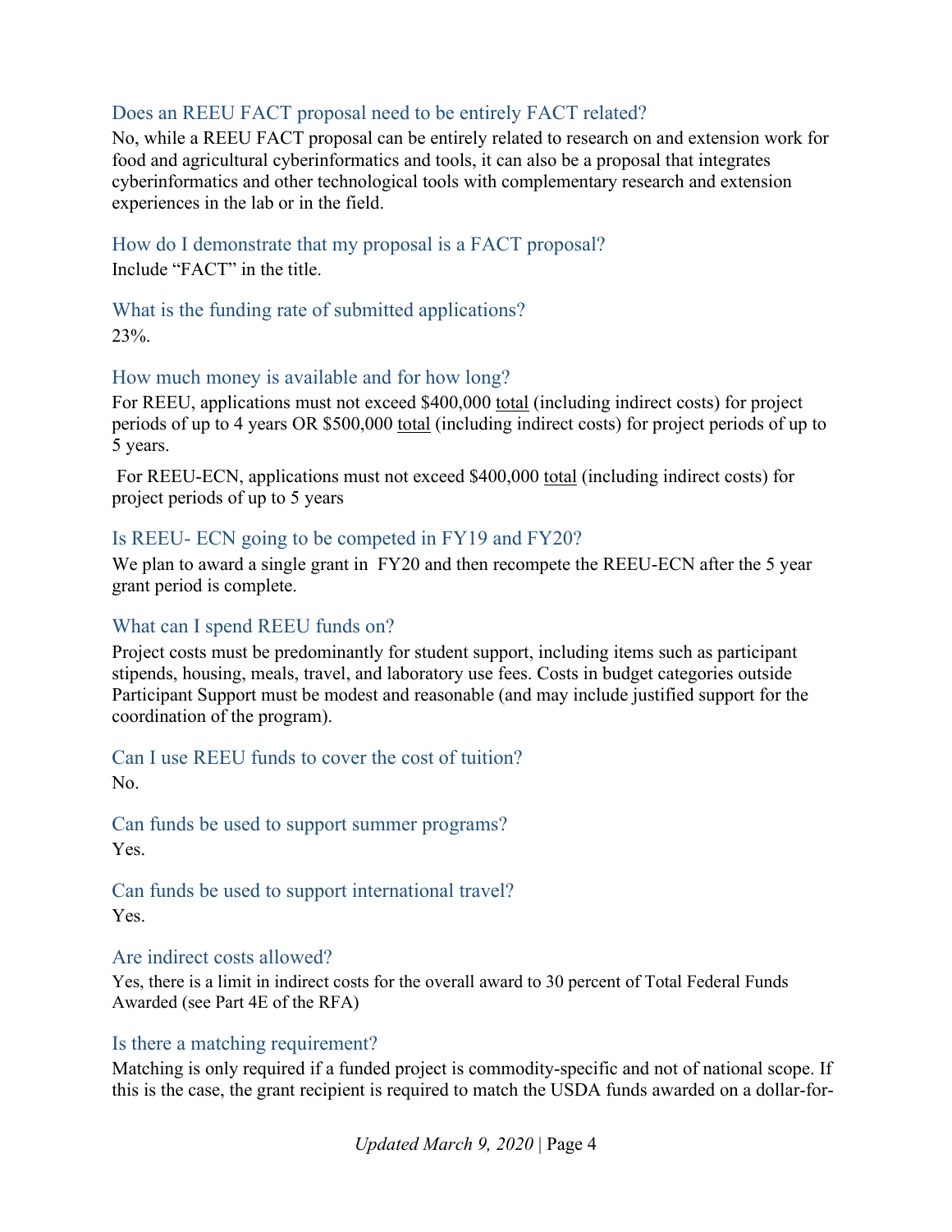### Does an REEU FACT proposal need to be entirely FACT related?

No, while a REEU FACT proposal can be entirely related to research on and extension work for food and agricultural cyberinformatics and tools, it can also be a proposal that integrates cyberinformatics and other technological tools with complementary research and extension experiences in the lab or in the field.

### How do I demonstrate that my proposal is a FACT proposal?

Include "FACT" in the title.

### What is the funding rate of submitted applications?

23%.

### How much money is available and for how long?

For REEU, applications must not exceed $400,000 <u>total</u> (including indirect costs) for project periods of up to 4 years OR $500,000 <u>total</u> (including indirect costs) for project periods of up to 5 years.

For REEU-ECN, applications must not exceed $400,000 <u>total</u> (including indirect costs) for project periods of up to 5 years

### Is REEU- ECN going to be competed in FY19 and FY20?

We plan to award a single grant in FY20 and then recompete the REEU-ECN after the 5 year grant period is complete.

### What can I spend REEU funds on?

Project costs must be predominantly for student support, including items such as participant stipends, housing, meals, travel, and laboratory use fees. Costs in budget categories outside Participant Support must be modest and reasonable (and may include justified support for the coordination of the program).

### Can I use REEU funds to cover the cost of tuition?

No.

### Can funds be used to support summer programs?

Yes.

### Can funds be used to support international travel?

Yes.

### Are indirect costs allowed?

Yes, there is a limit in indirect costs for the overall award to 30 percent of Total Federal Funds Awarded (see Part 4E of the RFA)

### Is there a matching requirement?

Matching is only required if a funded project is commodity-specific and not of national scope. If this is the case, the grant recipient is required to match the USDA funds awarded on a dollar-for-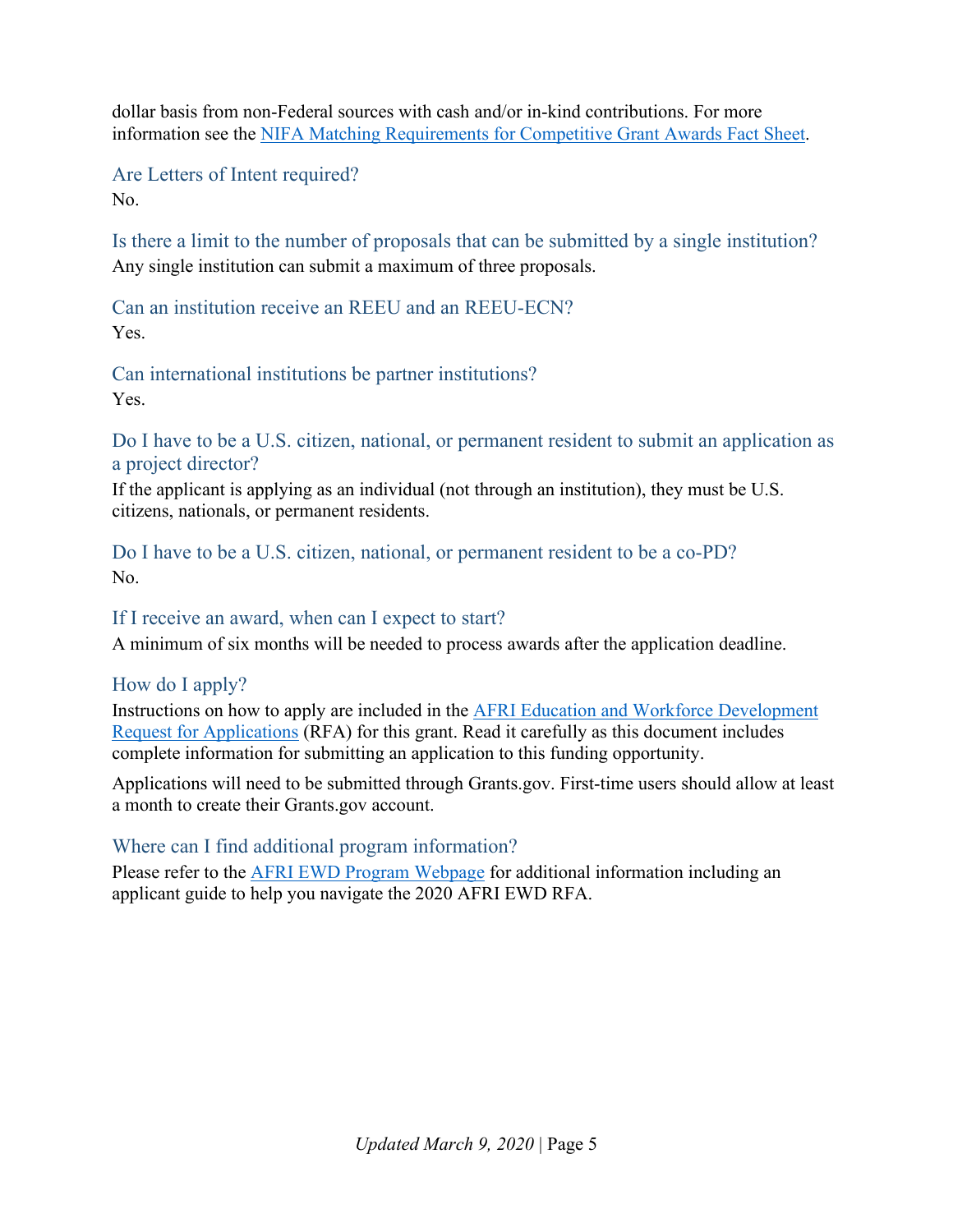dollar basis from non-Federal sources with cash and/or in-kind contributions. For more information see the NIFA Matching Requirements for Competitive Grant Awards Fact Sheet.

### Are Letters of Intent required?

No.

### Is there a limit to the number of proposals that can be submitted by a single institution?

Any single institution can submit a maximum of three proposals.

### Can an institution receive an REEU and an REEU-ECN?

Yes.

### Can international institutions be partner institutions?

Yes.

### Do I have to be a U.S. citizen, national, or permanent resident to submit an application as a project director?

If the applicant is applying as an individual (not through an institution), they must be U.S. citizens, nationals, or permanent residents.

### Do I have to be a U.S. citizen, national, or permanent resident to be a co-PD?

No.

### If I receive an award, when can I expect to start?

A minimum of six months will be needed to process awards after the application deadline.

### How do I apply?

Instructions on how to apply are included in the AFRI Education and Workforce Development Request for Applications (RFA) for this grant. Read it carefully as this document includes complete information for submitting an application to this funding opportunity.

Applications will need to be submitted through Grants.gov. First-time users should allow at least a month to create their Grants.gov account.

### Where can I find additional program information?

Please refer to the AFRI EWD Program Webpage for additional information including an applicant guide to help you navigate the 2020 AFRI EWD RFA.

*Updated March 9, 2020*